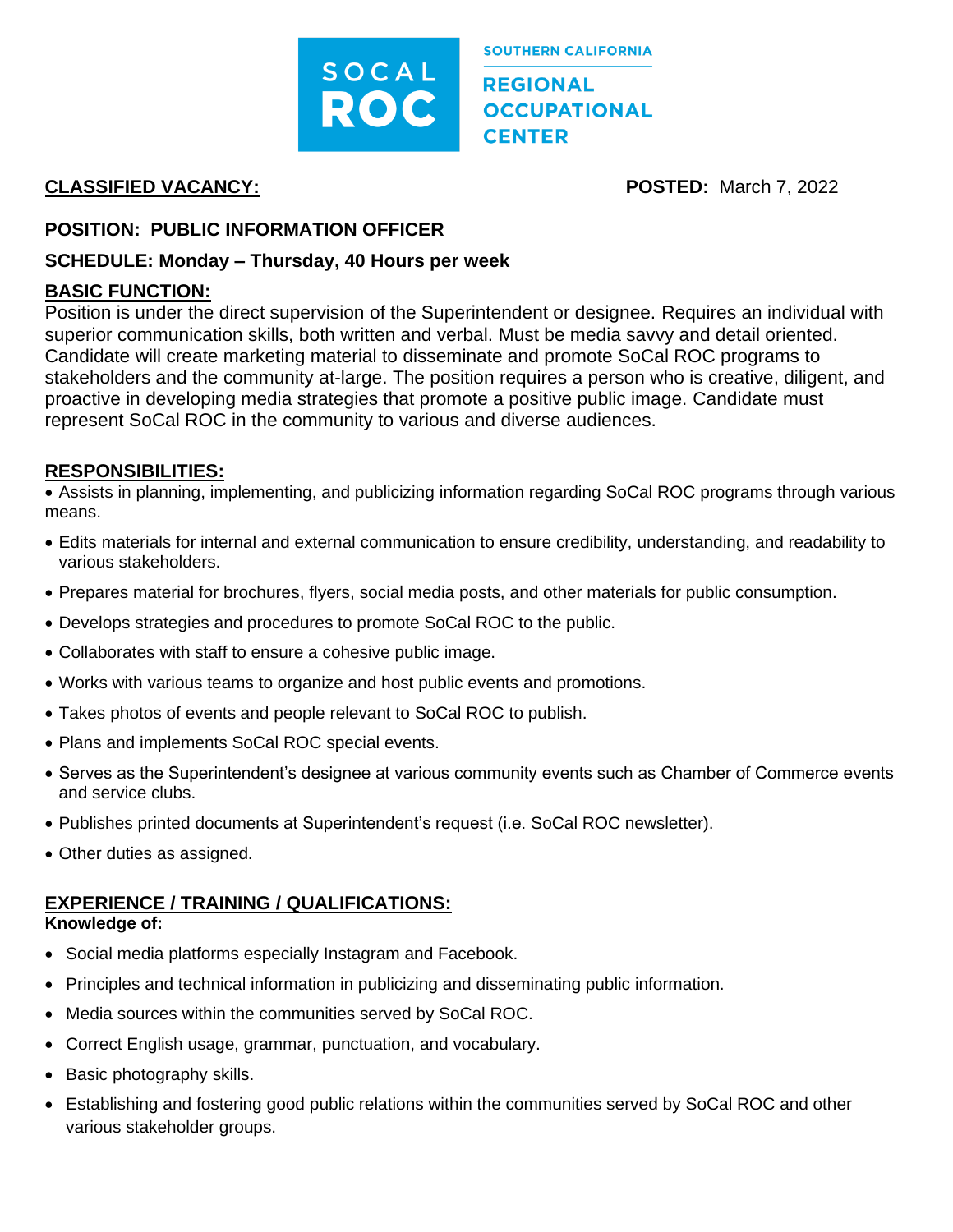SOCAL ROC

SOUTHERN CALIFORNIA REGIONAL OCCUPATIONAL CENTER

**CLASSIFIED VACANCY:** **POSTED:** March 7, 2022

**POSITION: PUBLIC INFORMATION OFFICER**

**SCHEDULE: Monday – Thursday, 40 Hours per week**

## BASIC FUNCTION:

Position is under the direct supervision of the Superintendent or designee. Requires an individual with superior communication skills, both written and verbal. Must be media savvy and detail oriented. Candidate will create marketing material to disseminate and promote SoCal ROC programs to stakeholders and the community at-large. The position requires a person who is creative, diligent, and proactive in developing media strategies that promote a positive public image. Candidate must represent SoCal ROC in the community to various and diverse audiences.

## RESPONSIBILITIES:

- Assists in planning, implementing, and publicizing information regarding SoCal ROC programs through various means.
- Edits materials for internal and external communication to ensure credibility, understanding, and readability to various stakeholders.
- Prepares material for brochures, flyers, social media posts, and other materials for public consumption.
- Develops strategies and procedures to promote SoCal ROC to the public.
- Collaborates with staff to ensure a cohesive public image.
- Works with various teams to organize and host public events and promotions.
- Takes photos of events and people relevant to SoCal ROC to publish.
- Plans and implements SoCal ROC special events.
- Serves as the Superintendent's designee at various community events such as Chamber of Commerce events and service clubs.
- Publishes printed documents at Superintendent's request (i.e. SoCal ROC newsletter).
- Other duties as assigned.

## EXPERIENCE / TRAINING / QUALIFICATIONS:

**Knowledge of:**

- Social media platforms especially Instagram and Facebook.
- Principles and technical information in publicizing and disseminating public information.
- Media sources within the communities served by SoCal ROC.
- Correct English usage, grammar, punctuation, and vocabulary.
- Basic photography skills.
- Establishing and fostering good public relations within the communities served by SoCal ROC and other various stakeholder groups.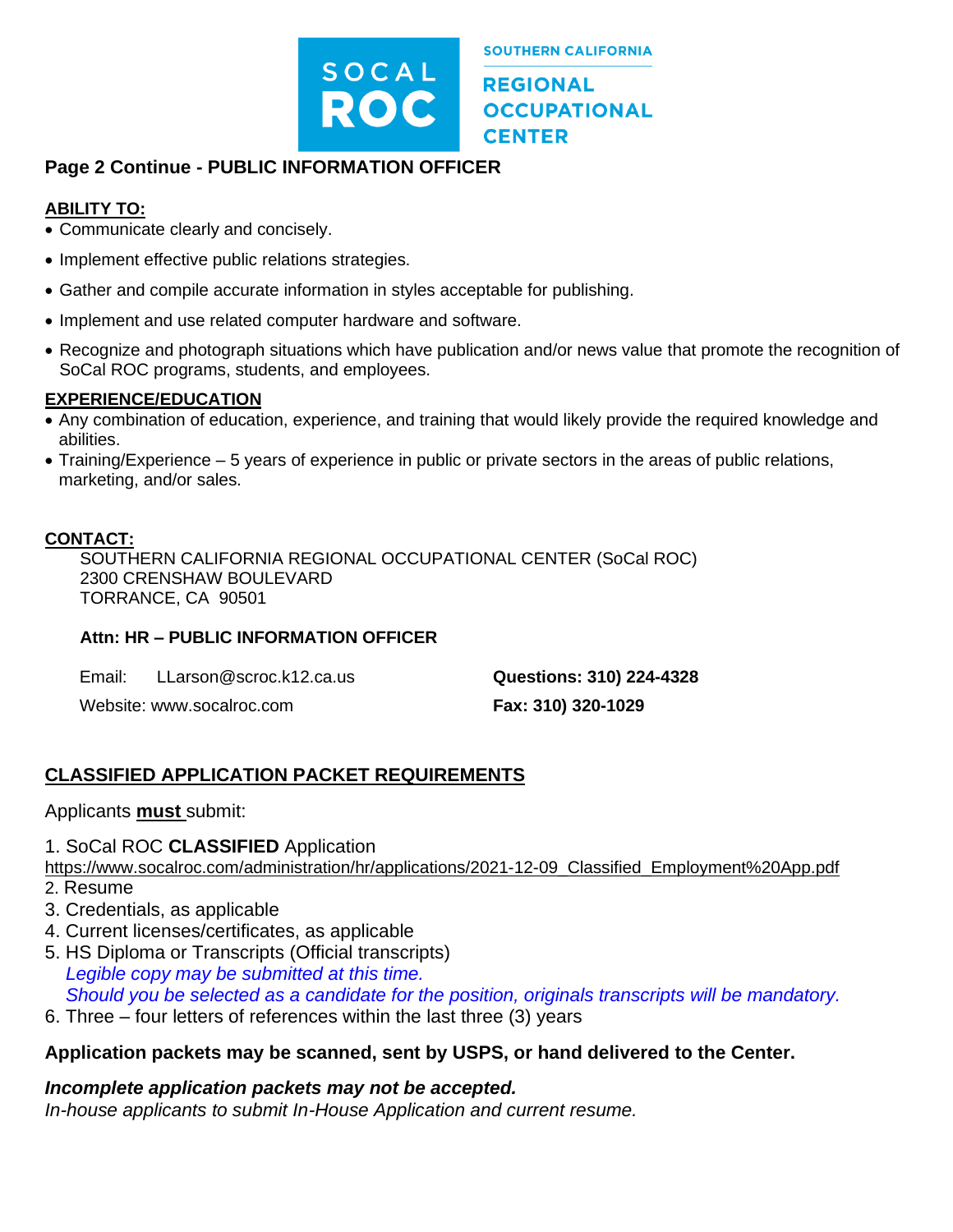SOUTHERN CALIFORNIA REGIONAL OCCUPATIONAL CENTER

SOCAL ROC

## Page 2 Continue - PUBLIC INFORMATION OFFICER

**ABILITY TO:**

- Communicate clearly and concisely.
- Implement effective public relations strategies.
- Gather and compile accurate information in styles acceptable for publishing.
- Implement and use related computer hardware and software.
- Recognize and photograph situations which have publication and/or news value that promote the recognition of SoCal ROC programs, students, and employees.

**EXPERIENCE/EDUCATION**

- Any combination of education, experience, and training that would likely provide the required knowledge and abilities.
- Training/Experience – 5 years of experience in public or private sectors in the areas of public relations, marketing, and/or sales.

**CONTACT:**

SOUTHERN CALIFORNIA REGIONAL OCCUPATIONAL CENTER (SoCal ROC)
2300 CRENSHAW BOULEVARD
TORRANCE, CA 90501

**Attn: HR – PUBLIC INFORMATION OFFICER**

Email: LLarson@scroc.k12.ca.us

Website: www.socalroc.com

**Questions: 310) 224-4328**

**Fax: 310) 320-1029**

## CLASSIFIED APPLICATION PACKET REQUIREMENTS

Applicants **must** submit:

1. SoCal ROC **CLASSIFIED** Application
   https://www.socalroc.com/administration/hr/applications/2021-12-09_Classified_Employment%20App.pdf
2. Resume
3. Credentials, as applicable
4. Current licenses/certificates, as applicable
5. HS Diploma or Transcripts (Official transcripts)
   *Legible copy may be submitted at this time.*
   *Should you be selected as a candidate for the position, originals transcripts will be mandatory.*
6. Three – four letters of references within the last three (3) years

**Application packets may be scanned, sent by USPS, or hand delivered to the Center.**

***Incomplete application packets may not be accepted.***

*In-house applicants to submit In-House Application and current resume.*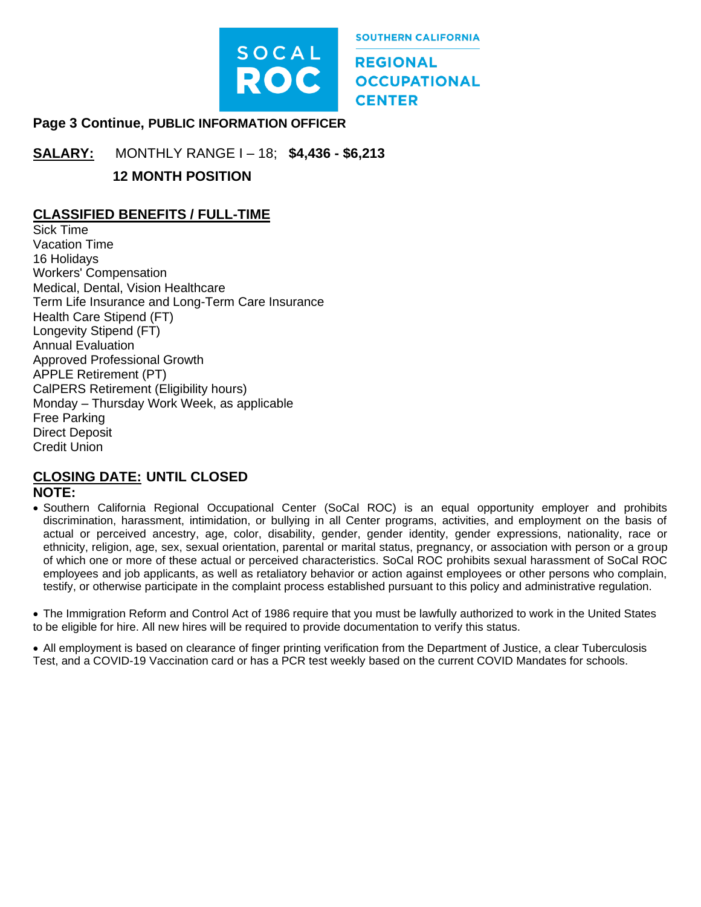SOCAL ROC

SOUTHERN CALIFORNIA REGIONAL OCCUPATIONAL CENTER

**Page 3 Continue, PUBLIC INFORMATION OFFICER**

**SALARY:** MONTHLY RANGE I – 18; **$4,436 - $6,213**

**12 MONTH POSITION**

## CLASSIFIED BENEFITS / FULL-TIME

Sick Time
Vacation Time
16 Holidays
Workers' Compensation
Medical, Dental, Vision Healthcare
Term Life Insurance and Long-Term Care Insurance
Health Care Stipend (FT)
Longevity Stipend (FT)
Annual Evaluation
Approved Professional Growth
APPLE Retirement (PT)
CalPERS Retirement (Eligibility hours)
Monday – Thursday Work Week, as applicable
Free Parking
Direct Deposit
Credit Union

## CLOSING DATE: UNTIL CLOSED

**NOTE:**

- Southern California Regional Occupational Center (SoCal ROC) is an equal opportunity employer and prohibits discrimination, harassment, intimidation, or bullying in all Center programs, activities, and employment on the basis of actual or perceived ancestry, age, color, disability, gender, gender identity, gender expressions, nationality, race or ethnicity, religion, age, sex, sexual orientation, parental or marital status, pregnancy, or association with person or a group of which one or more of these actual or perceived characteristics. SoCal ROC prohibits sexual harassment of SoCal ROC employees and job applicants, as well as retaliatory behavior or action against employees or other persons who complain, testify, or otherwise participate in the complaint process established pursuant to this policy and administrative regulation.

- The Immigration Reform and Control Act of 1986 require that you must be lawfully authorized to work in the United States to be eligible for hire. All new hires will be required to provide documentation to verify this status.

- All employment is based on clearance of finger printing verification from the Department of Justice, a clear Tuberculosis Test, and a COVID-19 Vaccination card or has a PCR test weekly based on the current COVID Mandates for schools.